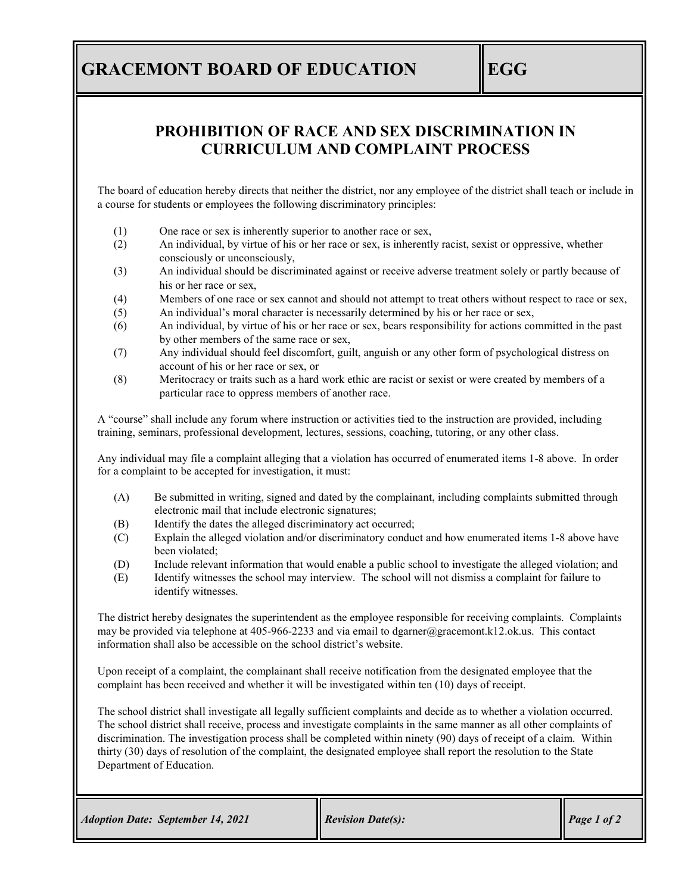# GRACEMONT BOARD OF EDUCATION — EGG

## PROHIBITION OF RACE AND SEX DISCRIMINATION IN CURRICULUM AND COMPLAINT PROCESS

The board of education hereby directs that neither the district, nor any employee of the district shall teach or include in a course for students or employees the following discriminatory principles:

(1) One race or sex is inherently superior to another race or sex,
(2) An individual, by virtue of his or her race or sex, is inherently racist, sexist or oppressive, whether consciously or unconsciously,
(3) An individual should be discriminated against or receive adverse treatment solely or partly because of his or her race or sex,
(4) Members of one race or sex cannot and should not attempt to treat others without respect to race or sex,
(5) An individual's moral character is necessarily determined by his or her race or sex,
(6) An individual, by virtue of his or her race or sex, bears responsibility for actions committed in the past by other members of the same race or sex,
(7) Any individual should feel discomfort, guilt, anguish or any other form of psychological distress on account of his or her race or sex, or
(8) Meritocracy or traits such as a hard work ethic are racist or sexist or were created by members of a particular race to oppress members of another race.

A "course" shall include any forum where instruction or activities tied to the instruction are provided, including training, seminars, professional development, lectures, sessions, coaching, tutoring, or any other class.

Any individual may file a complaint alleging that a violation has occurred of enumerated items 1-8 above. In order for a complaint to be accepted for investigation, it must:

(A) Be submitted in writing, signed and dated by the complainant, including complaints submitted through electronic mail that include electronic signatures;
(B) Identify the dates the alleged discriminatory act occurred;
(C) Explain the alleged violation and/or discriminatory conduct and how enumerated items 1-8 above have been violated;
(D) Include relevant information that would enable a public school to investigate the alleged violation; and
(E) Identify witnesses the school may interview. The school will not dismiss a complaint for failure to identify witnesses.

The district hereby designates the superintendent as the employee responsible for receiving complaints. Complaints may be provided via telephone at 405-966-2233 and via email to dgarner@gracemont.k12.ok.us. This contact information shall also be accessible on the school district's website.

Upon receipt of a complaint, the complainant shall receive notification from the designated employee that the complaint has been received and whether it will be investigated within ten (10) days of receipt.

The school district shall investigate all legally sufficient complaints and decide as to whether a violation occurred. The school district shall receive, process and investigate complaints in the same manner as all other complaints of discrimination. The investigation process shall be completed within ninety (90) days of receipt of a claim. Within thirty (30) days of resolution of the complaint, the designated employee shall report the resolution to the State Department of Education.

*Adoption Date: September 14, 2021* | *Revision Date(s):*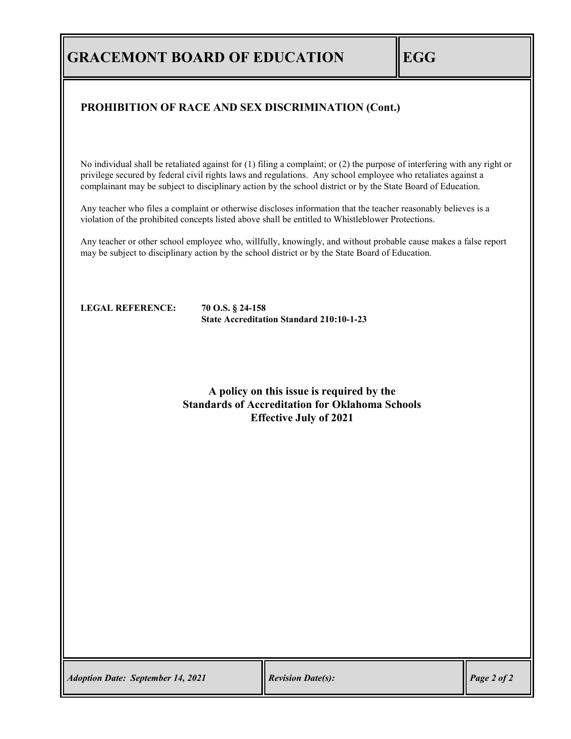# GRACEMONT BOARD OF EDUCATION

## EGG

### PROHIBITION OF RACE AND SEX DISCRIMINATION (Cont.)

No individual shall be retaliated against for (1) filing a complaint; or (2) the purpose of interfering with any right or privilege secured by federal civil rights laws and regulations. Any school employee who retaliates against a complainant may be subject to disciplinary action by the school district or by the State Board of Education.

Any teacher who files a complaint or otherwise discloses information that the teacher reasonably believes is a violation of the prohibited concepts listed above shall be entitled to Whistleblower Protections.

Any teacher or other school employee who, willfully, knowingly, and without probable cause makes a false report may be subject to disciplinary action by the school district or by the State Board of Education.

**LEGAL REFERENCE:** **70 O.S. § 24-158**
**State Accreditation Standard 210:10-1-23**

**A policy on this issue is required by the Standards of Accreditation for Oklahoma Schools Effective July of 2021**

***Adoption Date: September 14, 2021*** | ***Revision Date(s):***